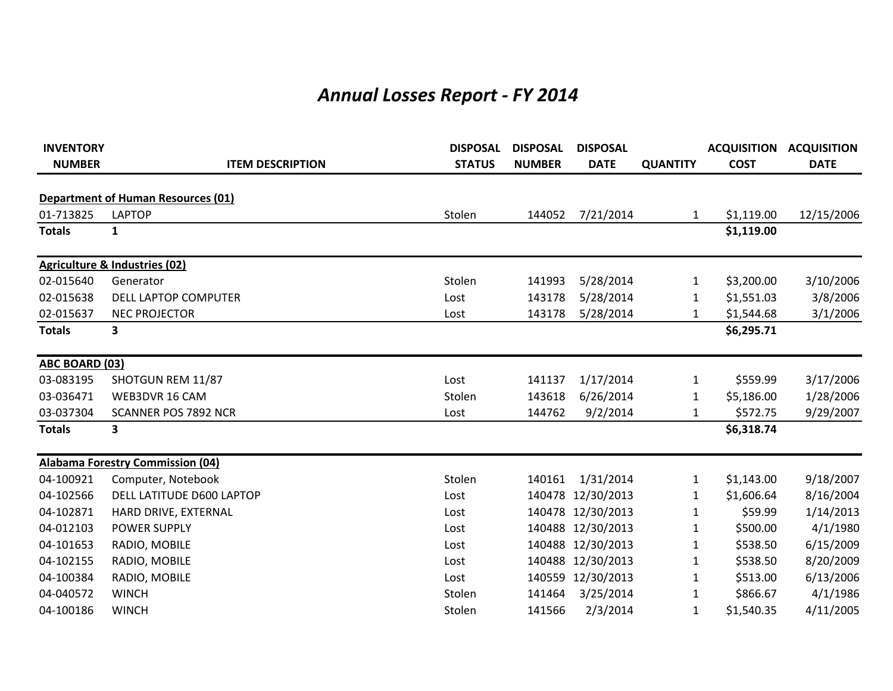# *Annual Losses Report - FY 2014*

| INVENTORY NUMBER | ITEM DESCRIPTION | DISPOSAL STATUS | DISPOSAL NUMBER | DISPOSAL DATE | QUANTITY | ACQUISITION COST | ACQUISITION DATE |
|---|---|---|---|---|---|---|---|
| **Department of Human Resources (01)** | | | | | | | |
| 01-713825 | LAPTOP | Stolen | 144052 | 7/21/2014 | 1 | $1,119.00 | 12/15/2006 |
| **Totals** | **1** | | | | | **$1,119.00** | |
| **Agriculture & Industries (02)** | | | | | | | |
| 02-015640 | Generator | Stolen | 141993 | 5/28/2014 | 1 | $3,200.00 | 3/10/2006 |
| 02-015638 | DELL LAPTOP COMPUTER | Lost | 143178 | 5/28/2014 | 1 | $1,551.03 | 3/8/2006 |
| 02-015637 | NEC PROJECTOR | Lost | 143178 | 5/28/2014 | 1 | $1,544.68 | 3/1/2006 |
| **Totals** | **3** | | | | | **$6,295.71** | |
| **ABC BOARD (03)** | | | | | | | |
| 03-083195 | SHOTGUN REM 11/87 | Lost | 141137 | 1/17/2014 | 1 | $559.99 | 3/17/2006 |
| 03-036471 | WEB3DVR 16 CAM | Stolen | 143618 | 6/26/2014 | 1 | $5,186.00 | 1/28/2006 |
| 03-037304 | SCANNER POS 7892 NCR | Lost | 144762 | 9/2/2014 | 1 | $572.75 | 9/29/2007 |
| **Totals** | **3** | | | | | **$6,318.74** | |
| **Alabama Forestry Commission (04)** | | | | | | | |
| 04-100921 | Computer, Notebook | Stolen | 140161 | 1/31/2014 | 1 | $1,143.00 | 9/18/2007 |
| 04-102566 | DELL LATITUDE D600 LAPTOP | Lost | 140478 | 12/30/2013 | 1 | $1,606.64 | 8/16/2004 |
| 04-102871 | HARD DRIVE, EXTERNAL | Lost | 140478 | 12/30/2013 | 1 | $59.99 | 1/14/2013 |
| 04-012103 | POWER SUPPLY | Lost | 140488 | 12/30/2013 | 1 | $500.00 | 4/1/1980 |
| 04-101653 | RADIO, MOBILE | Lost | 140488 | 12/30/2013 | 1 | $538.50 | 6/15/2009 |
| 04-102155 | RADIO, MOBILE | Lost | 140488 | 12/30/2013 | 1 | $538.50 | 8/20/2009 |
| 04-100384 | RADIO, MOBILE | Lost | 140559 | 12/30/2013 | 1 | $513.00 | 6/13/2006 |
| 04-040572 | WINCH | Stolen | 141464 | 3/25/2014 | 1 | $866.67 | 4/1/1986 |
| 04-100186 | WINCH | Stolen | 141566 | 2/3/2014 | 1 | $1,540.35 | 4/11/2005 |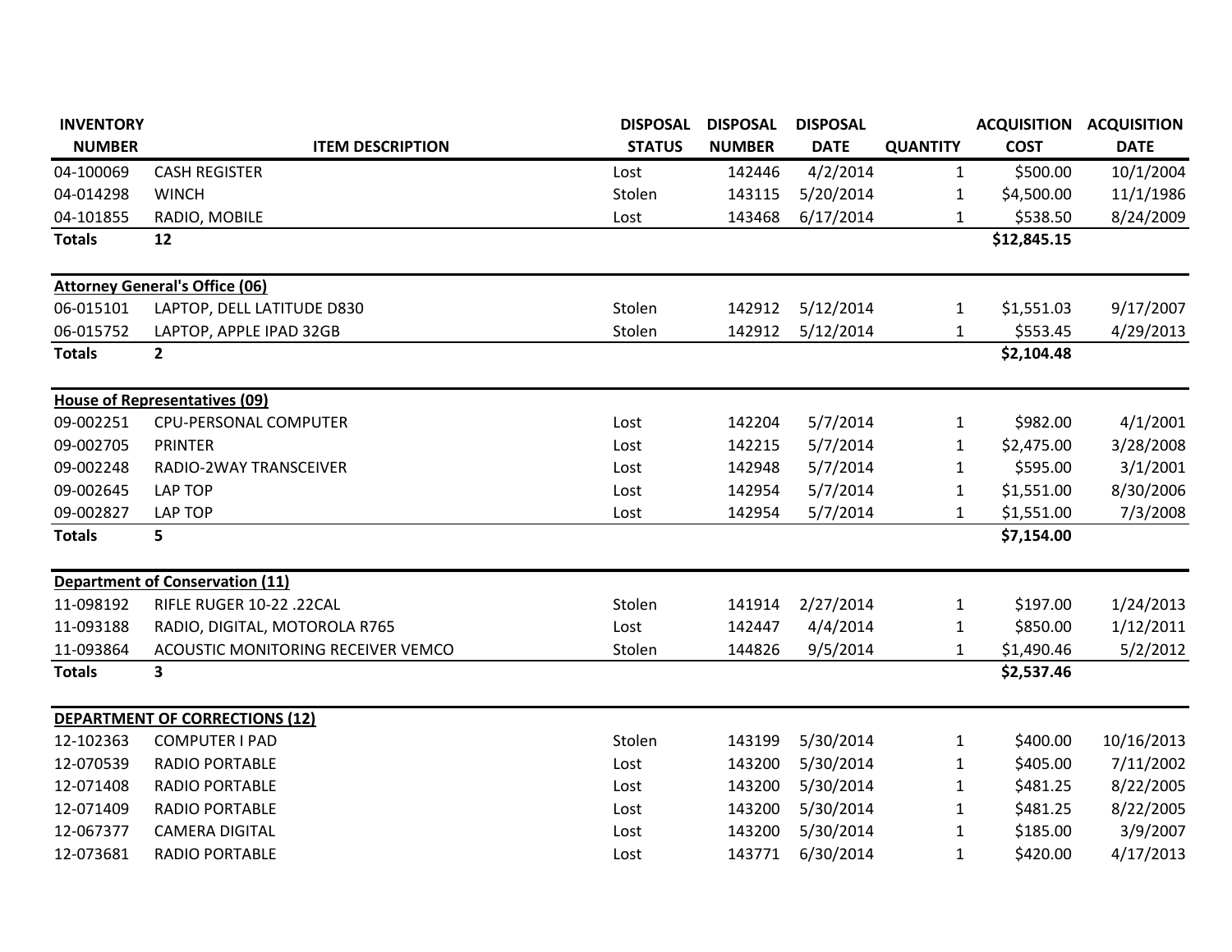| INVENTORY NUMBER | ITEM DESCRIPTION | DISPOSAL STATUS | DISPOSAL NUMBER | DISPOSAL DATE | QUANTITY | ACQUISITION COST | ACQUISITION DATE |
|---|---|---|---|---|---|---|---|
| 04-100069 | CASH REGISTER | Lost | 142446 | 4/2/2014 | 1 | $500.00 | 10/1/2004 |
| 04-014298 | WINCH | Stolen | 143115 | 5/20/2014 | 1 | $4,500.00 | 11/1/1986 |
| 04-101855 | RADIO, MOBILE | Lost | 143468 | 6/17/2014 | 1 | $538.50 | 8/24/2009 |
| **Totals** | **12** | | | | | **$12,845.15** | |
| **Attorney General's Office (06)** | | | | | | | |
| 06-015101 | LAPTOP, DELL LATITUDE D830 | Stolen | 142912 | 5/12/2014 | 1 | $1,551.03 | 9/17/2007 |
| 06-015752 | LAPTOP, APPLE IPAD 32GB | Stolen | 142912 | 5/12/2014 | 1 | $553.45 | 4/29/2013 |
| **Totals** | **2** | | | | | **$2,104.48** | |
| **House of Representatives (09)** | | | | | | | |
| 09-002251 | CPU-PERSONAL COMPUTER | Lost | 142204 | 5/7/2014 | 1 | $982.00 | 4/1/2001 |
| 09-002705 | PRINTER | Lost | 142215 | 5/7/2014 | 1 | $2,475.00 | 3/28/2008 |
| 09-002248 | RADIO-2WAY TRANSCEIVER | Lost | 142948 | 5/7/2014 | 1 | $595.00 | 3/1/2001 |
| 09-002645 | LAP TOP | Lost | 142954 | 5/7/2014 | 1 | $1,551.00 | 8/30/2006 |
| 09-002827 | LAP TOP | Lost | 142954 | 5/7/2014 | 1 | $1,551.00 | 7/3/2008 |
| **Totals** | **5** | | | | | **$7,154.00** | |
| **Department of Conservation (11)** | | | | | | | |
| 11-098192 | RIFLE RUGER 10-22 .22CAL | Stolen | 141914 | 2/27/2014 | 1 | $197.00 | 1/24/2013 |
| 11-093188 | RADIO, DIGITAL, MOTOROLA R765 | Lost | 142447 | 4/4/2014 | 1 | $850.00 | 1/12/2011 |
| 11-093864 | ACOUSTIC MONITORING RECEIVER VEMCO | Stolen | 144826 | 9/5/2014 | 1 | $1,490.46 | 5/2/2012 |
| **Totals** | **3** | | | | | **$2,537.46** | |
| **DEPARTMENT OF CORRECTIONS (12)** | | | | | | | |
| 12-102363 | COMPUTER I PAD | Stolen | 143199 | 5/30/2014 | 1 | $400.00 | 10/16/2013 |
| 12-070539 | RADIO PORTABLE | Lost | 143200 | 5/30/2014 | 1 | $405.00 | 7/11/2002 |
| 12-071408 | RADIO PORTABLE | Lost | 143200 | 5/30/2014 | 1 | $481.25 | 8/22/2005 |
| 12-071409 | RADIO PORTABLE | Lost | 143200 | 5/30/2014 | 1 | $481.25 | 8/22/2005 |
| 12-067377 | CAMERA DIGITAL | Lost | 143200 | 5/30/2014 | 1 | $185.00 | 3/9/2007 |
| 12-073681 | RADIO PORTABLE | Lost | 143771 | 6/30/2014 | 1 | $420.00 | 4/17/2013 |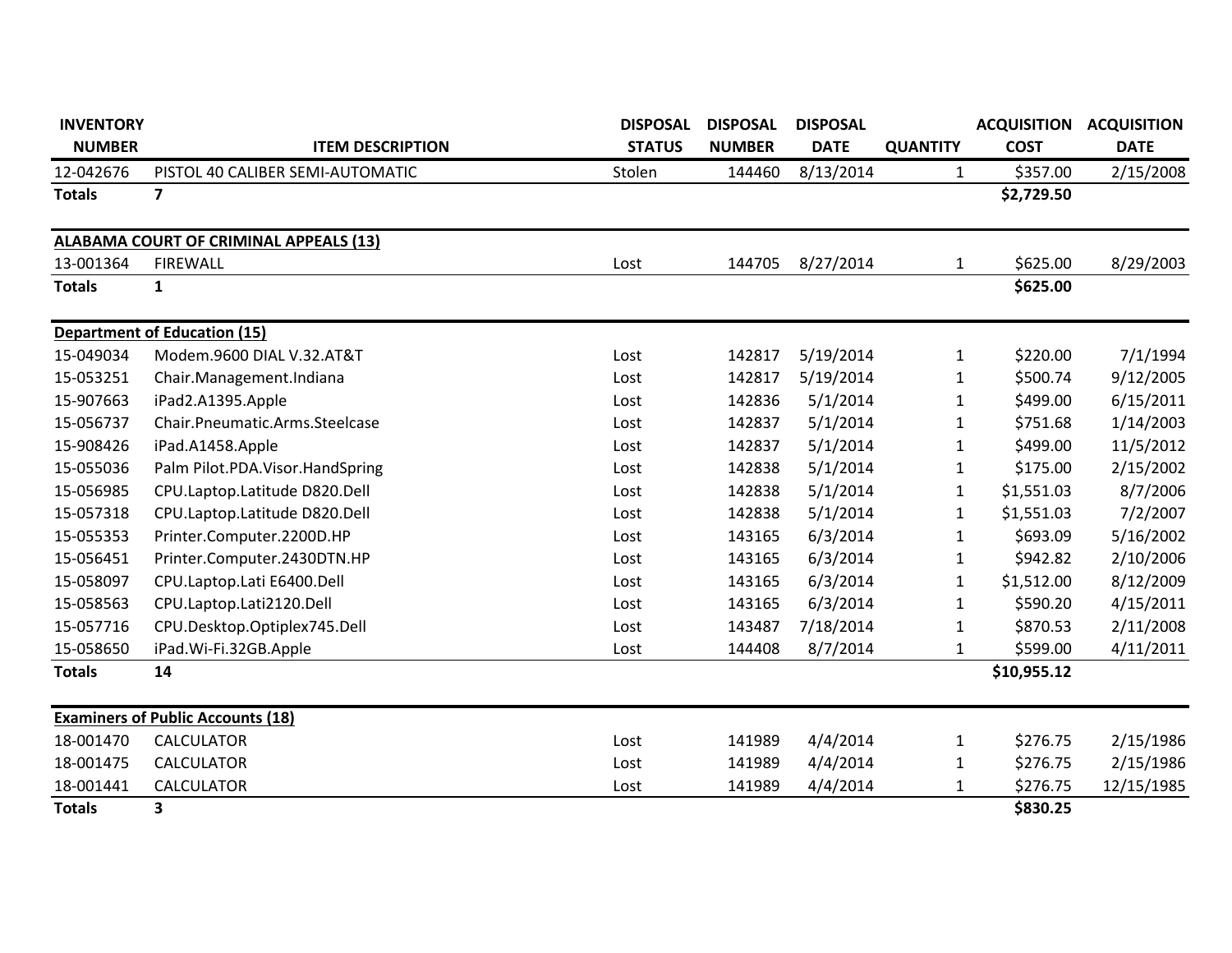| INVENTORY NUMBER | ITEM DESCRIPTION | DISPOSAL STATUS | DISPOSAL NUMBER | DISPOSAL DATE | QUANTITY | ACQUISITION COST | ACQUISITION DATE |
|---|---|---|---|---|---|---|---|
| 12-042676 | PISTOL 40 CALIBER SEMI-AUTOMATIC | Stolen | 144460 | 8/13/2014 | 1 | $357.00 | 2/15/2008 |
| **Totals** | **7** | | | | | **$2,729.50** | |
| **ALABAMA COURT OF CRIMINAL APPEALS (13)** | | | | | | | |
| 13-001364 | FIREWALL | Lost | 144705 | 8/27/2014 | 1 | $625.00 | 8/29/2003 |
| **Totals** | **1** | | | | | **$625.00** | |
| **Department of Education (15)** | | | | | | | |
| 15-049034 | Modem.9600 DIAL V.32.AT&T | Lost | 142817 | 5/19/2014 | 1 | $220.00 | 7/1/1994 |
| 15-053251 | Chair.Management.Indiana | Lost | 142817 | 5/19/2014 | 1 | $500.74 | 9/12/2005 |
| 15-907663 | iPad2.A1395.Apple | Lost | 142836 | 5/1/2014 | 1 | $499.00 | 6/15/2011 |
| 15-056737 | Chair.Pneumatic.Arms.Steelcase | Lost | 142837 | 5/1/2014 | 1 | $751.68 | 1/14/2003 |
| 15-908426 | iPad.A1458.Apple | Lost | 142837 | 5/1/2014 | 1 | $499.00 | 11/5/2012 |
| 15-055036 | Palm Pilot.PDA.Visor.HandSpring | Lost | 142838 | 5/1/2014 | 1 | $175.00 | 2/15/2002 |
| 15-056985 | CPU.Laptop.Latitude D820.Dell | Lost | 142838 | 5/1/2014 | 1 | $1,551.03 | 8/7/2006 |
| 15-057318 | CPU.Laptop.Latitude D820.Dell | Lost | 142838 | 5/1/2014 | 1 | $1,551.03 | 7/2/2007 |
| 15-055353 | Printer.Computer.2200D.HP | Lost | 143165 | 6/3/2014 | 1 | $693.09 | 5/16/2002 |
| 15-056451 | Printer.Computer.2430DTN.HP | Lost | 143165 | 6/3/2014 | 1 | $942.82 | 2/10/2006 |
| 15-058097 | CPU.Laptop.Lati E6400.Dell | Lost | 143165 | 6/3/2014 | 1 | $1,512.00 | 8/12/2009 |
| 15-058563 | CPU.Laptop.Lati2120.Dell | Lost | 143165 | 6/3/2014 | 1 | $590.20 | 4/15/2011 |
| 15-057716 | CPU.Desktop.Optiplex745.Dell | Lost | 143487 | 7/18/2014 | 1 | $870.53 | 2/11/2008 |
| 15-058650 | iPad.Wi-Fi.32GB.Apple | Lost | 144408 | 8/7/2014 | 1 | $599.00 | 4/11/2011 |
| **Totals** | **14** | | | | | **$10,955.12** | |
| **Examiners of Public Accounts (18)** | | | | | | | |
| 18-001470 | CALCULATOR | Lost | 141989 | 4/4/2014 | 1 | $276.75 | 2/15/1986 |
| 18-001475 | CALCULATOR | Lost | 141989 | 4/4/2014 | 1 | $276.75 | 2/15/1986 |
| 18-001441 | CALCULATOR | Lost | 141989 | 4/4/2014 | 1 | $276.75 | 12/15/1985 |
| **Totals** | **3** | | | | | **$830.25** | |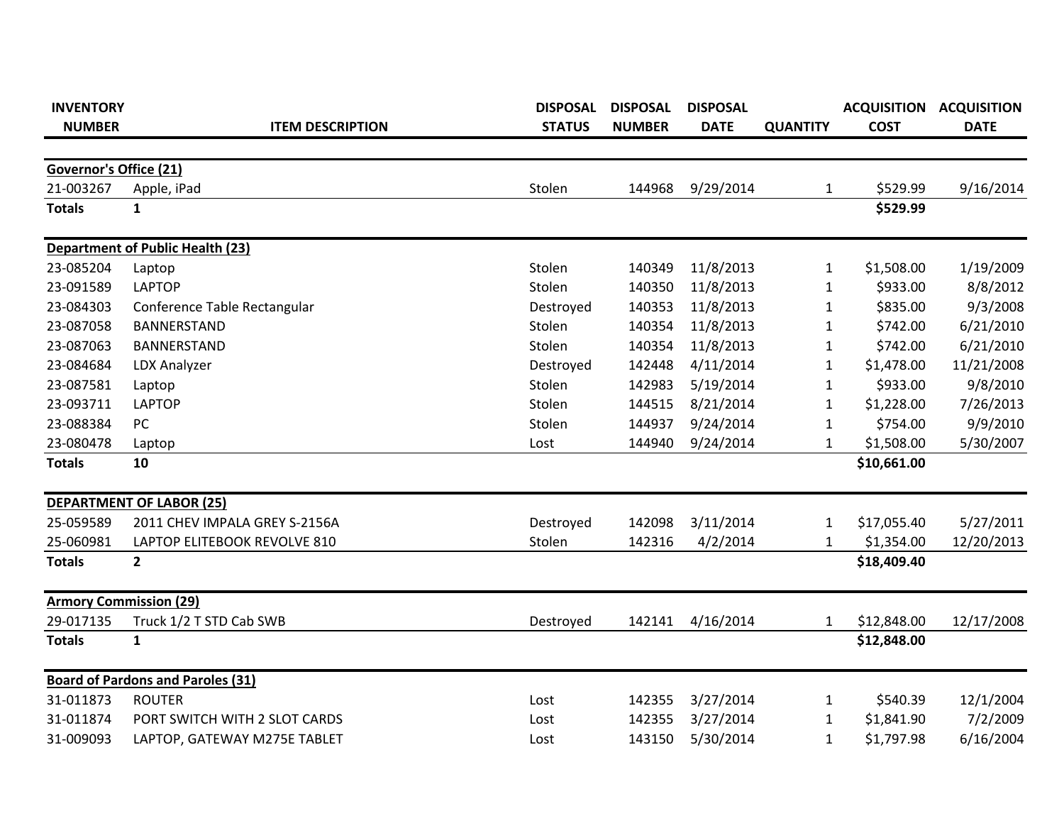| INVENTORY NUMBER | ITEM DESCRIPTION | DISPOSAL STATUS | DISPOSAL NUMBER | DISPOSAL DATE | QUANTITY | ACQUISITION COST | ACQUISITION DATE |
|---|---|---|---|---|---|---|---|
| **Governor's Office (21)** | | | | | | | |
| 21-003267 | Apple, iPad | Stolen | 144968 | 9/29/2014 | 1 | $529.99 | 9/16/2014 |
| **Totals** | **1** | | | | | **$529.99** | |
| **Department of Public Health (23)** | | | | | | | |
| 23-085204 | Laptop | Stolen | 140349 | 11/8/2013 | 1 | $1,508.00 | 1/19/2009 |
| 23-091589 | LAPTOP | Stolen | 140350 | 11/8/2013 | 1 | $933.00 | 8/8/2012 |
| 23-084303 | Conference Table Rectangular | Destroyed | 140353 | 11/8/2013 | 1 | $835.00 | 9/3/2008 |
| 23-087058 | BANNERSTAND | Stolen | 140354 | 11/8/2013 | 1 | $742.00 | 6/21/2010 |
| 23-087063 | BANNERSTAND | Stolen | 140354 | 11/8/2013 | 1 | $742.00 | 6/21/2010 |
| 23-084684 | LDX Analyzer | Destroyed | 142448 | 4/11/2014 | 1 | $1,478.00 | 11/21/2008 |
| 23-087581 | Laptop | Stolen | 142983 | 5/19/2014 | 1 | $933.00 | 9/8/2010 |
| 23-093711 | LAPTOP | Stolen | 144515 | 8/21/2014 | 1 | $1,228.00 | 7/26/2013 |
| 23-088384 | PC | Stolen | 144937 | 9/24/2014 | 1 | $754.00 | 9/9/2010 |
| 23-080478 | Laptop | Lost | 144940 | 9/24/2014 | 1 | $1,508.00 | 5/30/2007 |
| **Totals** | **10** | | | | | **$10,661.00** | |
| **DEPARTMENT OF LABOR (25)** | | | | | | | |
| 25-059589 | 2011 CHEV IMPALA GREY S-2156A | Destroyed | 142098 | 3/11/2014 | 1 | $17,055.40 | 5/27/2011 |
| 25-060981 | LAPTOP ELITEBOOK REVOLVE 810 | Stolen | 142316 | 4/2/2014 | 1 | $1,354.00 | 12/20/2013 |
| **Totals** | **2** | | | | | **$18,409.40** | |
| **Armory Commission (29)** | | | | | | | |
| 29-017135 | Truck 1/2 T STD Cab SWB | Destroyed | 142141 | 4/16/2014 | 1 | $12,848.00 | 12/17/2008 |
| **Totals** | **1** | | | | | **$12,848.00** | |
| **Board of Pardons and Paroles (31)** | | | | | | | |
| 31-011873 | ROUTER | Lost | 142355 | 3/27/2014 | 1 | $540.39 | 12/1/2004 |
| 31-011874 | PORT SWITCH WITH 2 SLOT CARDS | Lost | 142355 | 3/27/2014 | 1 | $1,841.90 | 7/2/2009 |
| 31-009093 | LAPTOP, GATEWAY M275E TABLET | Lost | 143150 | 5/30/2014 | 1 | $1,797.98 | 6/16/2004 |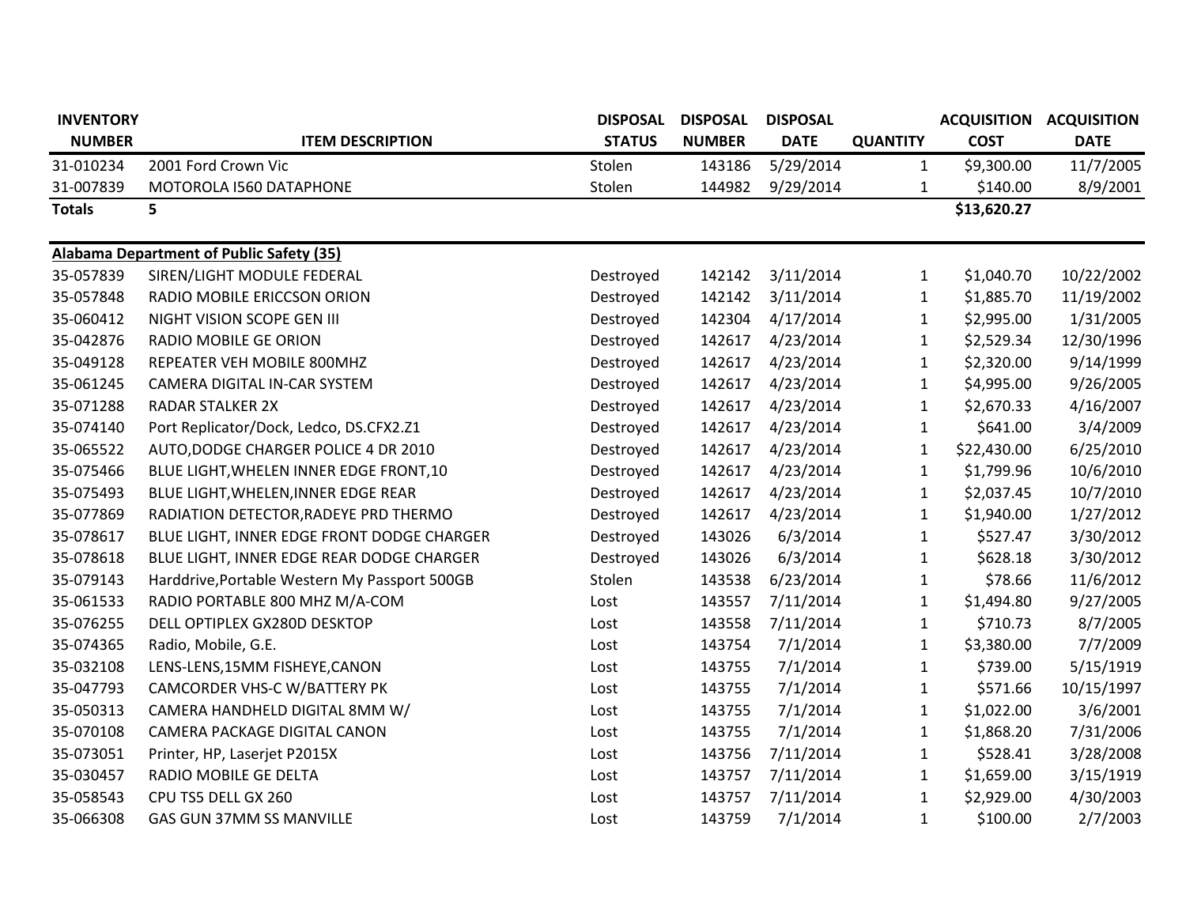| INVENTORY NUMBER | ITEM DESCRIPTION | DISPOSAL STATUS | DISPOSAL NUMBER | DISPOSAL DATE | QUANTITY | ACQUISITION COST | ACQUISITION DATE |
|---|---|---|---|---|---|---|---|
| 31-010234 | 2001 Ford Crown Vic | Stolen | 143186 | 5/29/2014 | 1 | $9,300.00 | 11/7/2005 |
| 31-007839 | MOTOROLA I560 DATAPHONE | Stolen | 144982 | 9/29/2014 | 1 | $140.00 | 8/9/2001 |
| **Totals** | **5** | | | | | **$13,620.27** | |
| **Alabama Department of Public Safety (35)** | | | | | | | |
| 35-057839 | SIREN/LIGHT MODULE FEDERAL | Destroyed | 142142 | 3/11/2014 | 1 | $1,040.70 | 10/22/2002 |
| 35-057848 | RADIO MOBILE ERICCSON ORION | Destroyed | 142142 | 3/11/2014 | 1 | $1,885.70 | 11/19/2002 |
| 35-060412 | NIGHT VISION SCOPE GEN III | Destroyed | 142304 | 4/17/2014 | 1 | $2,995.00 | 1/31/2005 |
| 35-042876 | RADIO MOBILE GE ORION | Destroyed | 142617 | 4/23/2014 | 1 | $2,529.34 | 12/30/1996 |
| 35-049128 | REPEATER VEH MOBILE 800MHZ | Destroyed | 142617 | 4/23/2014 | 1 | $2,320.00 | 9/14/1999 |
| 35-061245 | CAMERA DIGITAL IN-CAR SYSTEM | Destroyed | 142617 | 4/23/2014 | 1 | $4,995.00 | 9/26/2005 |
| 35-071288 | RADAR STALKER 2X | Destroyed | 142617 | 4/23/2014 | 1 | $2,670.33 | 4/16/2007 |
| 35-074140 | Port Replicator/Dock, Ledco, DS.CFX2.Z1 | Destroyed | 142617 | 4/23/2014 | 1 | $641.00 | 3/4/2009 |
| 35-065522 | AUTO,DODGE CHARGER POLICE 4 DR 2010 | Destroyed | 142617 | 4/23/2014 | 1 | $22,430.00 | 6/25/2010 |
| 35-075466 | BLUE LIGHT,WHELEN INNER EDGE FRONT,10 | Destroyed | 142617 | 4/23/2014 | 1 | $1,799.96 | 10/6/2010 |
| 35-075493 | BLUE LIGHT,WHELEN,INNER EDGE REAR | Destroyed | 142617 | 4/23/2014 | 1 | $2,037.45 | 10/7/2010 |
| 35-077869 | RADIATION DETECTOR,RADEYE PRD THERMO | Destroyed | 142617 | 4/23/2014 | 1 | $1,940.00 | 1/27/2012 |
| 35-078617 | BLUE LIGHT, INNER EDGE FRONT DODGE CHARGER | Destroyed | 143026 | 6/3/2014 | 1 | $527.47 | 3/30/2012 |
| 35-078618 | BLUE LIGHT, INNER EDGE REAR DODGE CHARGER | Destroyed | 143026 | 6/3/2014 | 1 | $628.18 | 3/30/2012 |
| 35-079143 | Harddrive,Portable Western My Passport 500GB | Stolen | 143538 | 6/23/2014 | 1 | $78.66 | 11/6/2012 |
| 35-061533 | RADIO PORTABLE 800 MHZ M/A-COM | Lost | 143557 | 7/11/2014 | 1 | $1,494.80 | 9/27/2005 |
| 35-076255 | DELL OPTIPLEX GX280D DESKTOP | Lost | 143558 | 7/11/2014 | 1 | $710.73 | 8/7/2005 |
| 35-074365 | Radio, Mobile, G.E. | Lost | 143754 | 7/1/2014 | 1 | $3,380.00 | 7/7/2009 |
| 35-032108 | LENS-LENS,15MM FISHEYE,CANON | Lost | 143755 | 7/1/2014 | 1 | $739.00 | 5/15/1919 |
| 35-047793 | CAMCORDER VHS-C W/BATTERY PK | Lost | 143755 | 7/1/2014 | 1 | $571.66 | 10/15/1997 |
| 35-050313 | CAMERA HANDHELD DIGITAL 8MM W/ | Lost | 143755 | 7/1/2014 | 1 | $1,022.00 | 3/6/2001 |
| 35-070108 | CAMERA PACKAGE DIGITAL CANON | Lost | 143755 | 7/1/2014 | 1 | $1,868.20 | 7/31/2006 |
| 35-073051 | Printer, HP, Laserjet P2015X | Lost | 143756 | 7/11/2014 | 1 | $528.41 | 3/28/2008 |
| 35-030457 | RADIO MOBILE GE DELTA | Lost | 143757 | 7/11/2014 | 1 | $1,659.00 | 3/15/1919 |
| 35-058543 | CPU TS5 DELL GX 260 | Lost | 143757 | 7/11/2014 | 1 | $2,929.00 | 4/30/2003 |
| 35-066308 | GAS GUN 37MM SS MANVILLE | Lost | 143759 | 7/1/2014 | 1 | $100.00 | 2/7/2003 |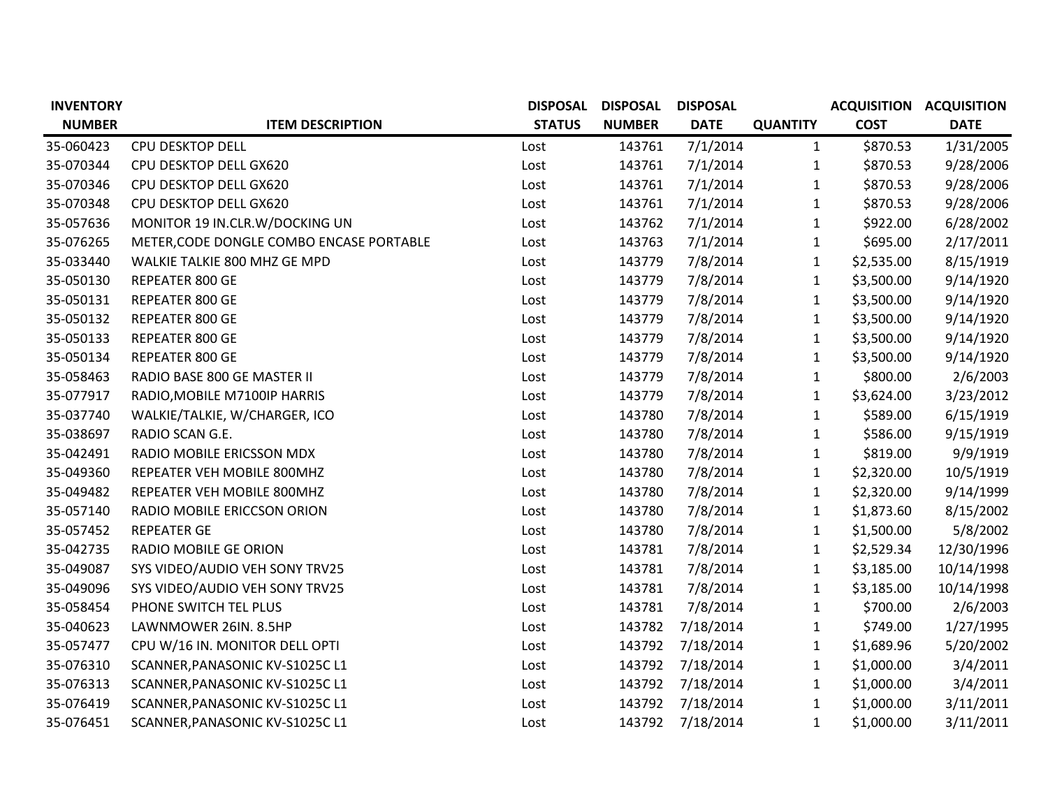| INVENTORY NUMBER | ITEM DESCRIPTION | DISPOSAL STATUS | DISPOSAL NUMBER | DISPOSAL DATE | QUANTITY | ACQUISITION COST | ACQUISITION DATE |
|---|---|---|---|---|---|---|---|
| 35-060423 | CPU DESKTOP DELL | Lost | 143761 | 7/1/2014 | 1 | $870.53 | 1/31/2005 |
| 35-070344 | CPU DESKTOP DELL GX620 | Lost | 143761 | 7/1/2014 | 1 | $870.53 | 9/28/2006 |
| 35-070346 | CPU DESKTOP DELL GX620 | Lost | 143761 | 7/1/2014 | 1 | $870.53 | 9/28/2006 |
| 35-070348 | CPU DESKTOP DELL GX620 | Lost | 143761 | 7/1/2014 | 1 | $870.53 | 9/28/2006 |
| 35-057636 | MONITOR 19 IN.CLR.W/DOCKING UN | Lost | 143762 | 7/1/2014 | 1 | $922.00 | 6/28/2002 |
| 35-076265 | METER,CODE DONGLE COMBO ENCASE PORTABLE | Lost | 143763 | 7/1/2014 | 1 | $695.00 | 2/17/2011 |
| 35-033440 | WALKIE TALKIE 800 MHZ GE MPD | Lost | 143779 | 7/8/2014 | 1 | $2,535.00 | 8/15/1919 |
| 35-050130 | REPEATER 800 GE | Lost | 143779 | 7/8/2014 | 1 | $3,500.00 | 9/14/1920 |
| 35-050131 | REPEATER 800 GE | Lost | 143779 | 7/8/2014 | 1 | $3,500.00 | 9/14/1920 |
| 35-050132 | REPEATER 800 GE | Lost | 143779 | 7/8/2014 | 1 | $3,500.00 | 9/14/1920 |
| 35-050133 | REPEATER 800 GE | Lost | 143779 | 7/8/2014 | 1 | $3,500.00 | 9/14/1920 |
| 35-050134 | REPEATER 800 GE | Lost | 143779 | 7/8/2014 | 1 | $3,500.00 | 9/14/1920 |
| 35-058463 | RADIO BASE 800 GE MASTER II | Lost | 143779 | 7/8/2014 | 1 | $800.00 | 2/6/2003 |
| 35-077917 | RADIO,MOBILE M7100IP HARRIS | Lost | 143779 | 7/8/2014 | 1 | $3,624.00 | 3/23/2012 |
| 35-037740 | WALKIE/TALKIE, W/CHARGER, ICO | Lost | 143780 | 7/8/2014 | 1 | $589.00 | 6/15/1919 |
| 35-038697 | RADIO SCAN G.E. | Lost | 143780 | 7/8/2014 | 1 | $586.00 | 9/15/1919 |
| 35-042491 | RADIO MOBILE ERICSSON MDX | Lost | 143780 | 7/8/2014 | 1 | $819.00 | 9/9/1919 |
| 35-049360 | REPEATER VEH MOBILE 800MHZ | Lost | 143780 | 7/8/2014 | 1 | $2,320.00 | 10/5/1919 |
| 35-049482 | REPEATER VEH MOBILE 800MHZ | Lost | 143780 | 7/8/2014 | 1 | $2,320.00 | 9/14/1999 |
| 35-057140 | RADIO MOBILE ERICCSON ORION | Lost | 143780 | 7/8/2014 | 1 | $1,873.60 | 8/15/2002 |
| 35-057452 | REPEATER GE | Lost | 143780 | 7/8/2014 | 1 | $1,500.00 | 5/8/2002 |
| 35-042735 | RADIO MOBILE GE ORION | Lost | 143781 | 7/8/2014 | 1 | $2,529.34 | 12/30/1996 |
| 35-049087 | SYS VIDEO/AUDIO VEH SONY TRV25 | Lost | 143781 | 7/8/2014 | 1 | $3,185.00 | 10/14/1998 |
| 35-049096 | SYS VIDEO/AUDIO VEH SONY TRV25 | Lost | 143781 | 7/8/2014 | 1 | $3,185.00 | 10/14/1998 |
| 35-058454 | PHONE SWITCH TEL PLUS | Lost | 143781 | 7/8/2014 | 1 | $700.00 | 2/6/2003 |
| 35-040623 | LAWNMOWER 26IN. 8.5HP | Lost | 143782 | 7/18/2014 | 1 | $749.00 | 1/27/1995 |
| 35-057477 | CPU W/16 IN. MONITOR DELL OPTI | Lost | 143792 | 7/18/2014 | 1 | $1,689.96 | 5/20/2002 |
| 35-076310 | SCANNER,PANASONIC KV-S1025C L1 | Lost | 143792 | 7/18/2014 | 1 | $1,000.00 | 3/4/2011 |
| 35-076313 | SCANNER,PANASONIC KV-S1025C L1 | Lost | 143792 | 7/18/2014 | 1 | $1,000.00 | 3/4/2011 |
| 35-076419 | SCANNER,PANASONIC KV-S1025C L1 | Lost | 143792 | 7/18/2014 | 1 | $1,000.00 | 3/11/2011 |
| 35-076451 | SCANNER,PANASONIC KV-S1025C L1 | Lost | 143792 | 7/18/2014 | 1 | $1,000.00 | 3/11/2011 |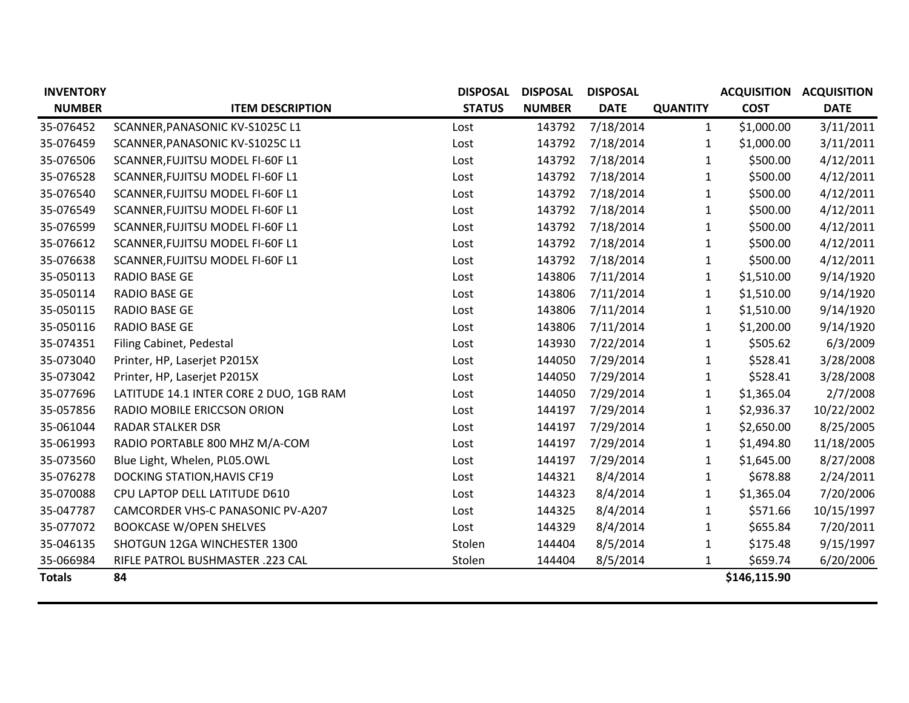| INVENTORY NUMBER | ITEM DESCRIPTION | DISPOSAL STATUS | DISPOSAL NUMBER | DISPOSAL DATE | QUANTITY | ACQUISITION COST | ACQUISITION DATE |
|---|---|---|---|---|---|---|---|
| 35-076452 | SCANNER,PANASONIC KV-S1025C L1 | Lost | 143792 | 7/18/2014 | 1 | $1,000.00 | 3/11/2011 |
| 35-076459 | SCANNER,PANASONIC KV-S1025C L1 | Lost | 143792 | 7/18/2014 | 1 | $1,000.00 | 3/11/2011 |
| 35-076506 | SCANNER,FUJITSU MODEL FI-60F L1 | Lost | 143792 | 7/18/2014 | 1 | $500.00 | 4/12/2011 |
| 35-076528 | SCANNER,FUJITSU MODEL FI-60F L1 | Lost | 143792 | 7/18/2014 | 1 | $500.00 | 4/12/2011 |
| 35-076540 | SCANNER,FUJITSU MODEL FI-60F L1 | Lost | 143792 | 7/18/2014 | 1 | $500.00 | 4/12/2011 |
| 35-076549 | SCANNER,FUJITSU MODEL FI-60F L1 | Lost | 143792 | 7/18/2014 | 1 | $500.00 | 4/12/2011 |
| 35-076599 | SCANNER,FUJITSU MODEL FI-60F L1 | Lost | 143792 | 7/18/2014 | 1 | $500.00 | 4/12/2011 |
| 35-076612 | SCANNER,FUJITSU MODEL FI-60F L1 | Lost | 143792 | 7/18/2014 | 1 | $500.00 | 4/12/2011 |
| 35-076638 | SCANNER,FUJITSU MODEL FI-60F L1 | Lost | 143792 | 7/18/2014 | 1 | $500.00 | 4/12/2011 |
| 35-050113 | RADIO BASE GE | Lost | 143806 | 7/11/2014 | 1 | $1,510.00 | 9/14/1920 |
| 35-050114 | RADIO BASE GE | Lost | 143806 | 7/11/2014 | 1 | $1,510.00 | 9/14/1920 |
| 35-050115 | RADIO BASE GE | Lost | 143806 | 7/11/2014 | 1 | $1,510.00 | 9/14/1920 |
| 35-050116 | RADIO BASE GE | Lost | 143806 | 7/11/2014 | 1 | $1,200.00 | 9/14/1920 |
| 35-074351 | Filing Cabinet, Pedestal | Lost | 143930 | 7/22/2014 | 1 | $505.62 | 6/3/2009 |
| 35-073040 | Printer, HP, Laserjet P2015X | Lost | 144050 | 7/29/2014 | 1 | $528.41 | 3/28/2008 |
| 35-073042 | Printer, HP, Laserjet P2015X | Lost | 144050 | 7/29/2014 | 1 | $528.41 | 3/28/2008 |
| 35-077696 | LATITUDE 14.1 INTER CORE 2 DUO, 1GB RAM | Lost | 144050 | 7/29/2014 | 1 | $1,365.04 | 2/7/2008 |
| 35-057856 | RADIO MOBILE ERICCSON ORION | Lost | 144197 | 7/29/2014 | 1 | $2,936.37 | 10/22/2002 |
| 35-061044 | RADAR STALKER DSR | Lost | 144197 | 7/29/2014 | 1 | $2,650.00 | 8/25/2005 |
| 35-061993 | RADIO PORTABLE 800 MHZ M/A-COM | Lost | 144197 | 7/29/2014 | 1 | $1,494.80 | 11/18/2005 |
| 35-073560 | Blue Light, Whelen, PL05.OWL | Lost | 144197 | 7/29/2014 | 1 | $1,645.00 | 8/27/2008 |
| 35-076278 | DOCKING STATION,HAVIS CF19 | Lost | 144321 | 8/4/2014 | 1 | $678.88 | 2/24/2011 |
| 35-070088 | CPU LAPTOP DELL LATITUDE D610 | Lost | 144323 | 8/4/2014 | 1 | $1,365.04 | 7/20/2006 |
| 35-047787 | CAMCORDER VHS-C PANASONIC PV-A207 | Lost | 144325 | 8/4/2014 | 1 | $571.66 | 10/15/1997 |
| 35-077072 | BOOKCASE W/OPEN SHELVES | Lost | 144329 | 8/4/2014 | 1 | $655.84 | 7/20/2011 |
| 35-046135 | SHOTGUN 12GA WINCHESTER 1300 | Stolen | 144404 | 8/5/2014 | 1 | $175.48 | 9/15/1997 |
| 35-066984 | RIFLE PATROL BUSHMASTER .223 CAL | Stolen | 144404 | 8/5/2014 | 1 | $659.74 | 6/20/2006 |
| **Totals** | **84** | | | | | **$146,115.90** | |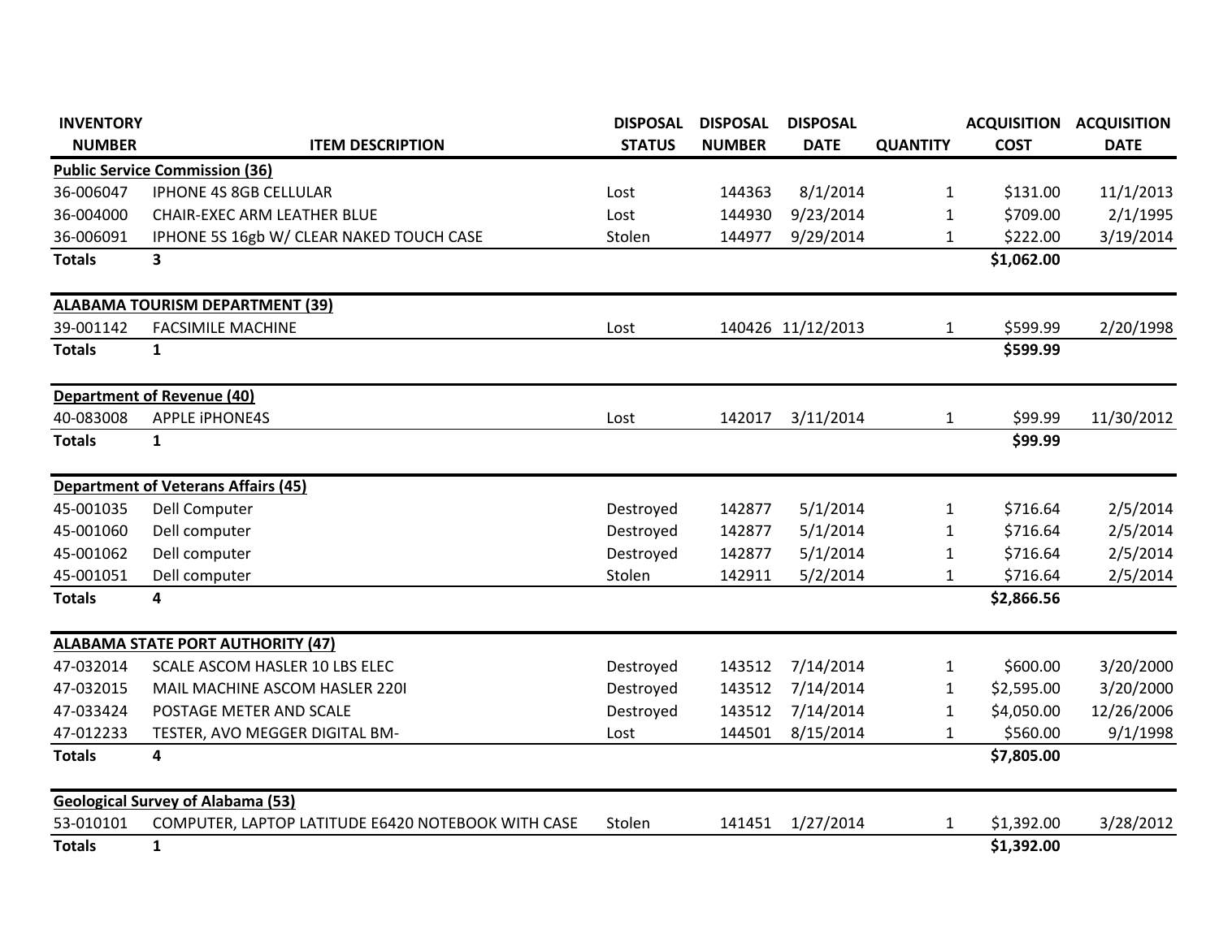| INVENTORY NUMBER | ITEM DESCRIPTION | DISPOSAL STATUS | DISPOSAL NUMBER | DISPOSAL DATE | QUANTITY | ACQUISITION COST | ACQUISITION DATE |
|---|---|---|---|---|---|---|---|
| **Public Service Commission (36)** | | | | | | | |
| 36-006047 | IPHONE 4S 8GB CELLULAR | Lost | 144363 | 8/1/2014 | 1 | $131.00 | 11/1/2013 |
| 36-004000 | CHAIR-EXEC ARM LEATHER BLUE | Lost | 144930 | 9/23/2014 | 1 | $709.00 | 2/1/1995 |
| 36-006091 | IPHONE 5S 16gb W/ CLEAR NAKED TOUCH CASE | Stolen | 144977 | 9/29/2014 | 1 | $222.00 | 3/19/2014 |
| **Totals** | **3** | | | | | **$1,062.00** | |
| **ALABAMA TOURISM DEPARTMENT (39)** | | | | | | | |
| 39-001142 | FACSIMILE MACHINE | Lost | 140426 | 11/12/2013 | 1 | $599.99 | 2/20/1998 |
| **Totals** | **1** | | | | | **$599.99** | |
| **Department of Revenue (40)** | | | | | | | |
| 40-083008 | APPLE iPHONE4S | Lost | 142017 | 3/11/2014 | 1 | $99.99 | 11/30/2012 |
| **Totals** | **1** | | | | | **$99.99** | |
| **Department of Veterans Affairs (45)** | | | | | | | |
| 45-001035 | Dell Computer | Destroyed | 142877 | 5/1/2014 | 1 | $716.64 | 2/5/2014 |
| 45-001060 | Dell computer | Destroyed | 142877 | 5/1/2014 | 1 | $716.64 | 2/5/2014 |
| 45-001062 | Dell computer | Destroyed | 142877 | 5/1/2014 | 1 | $716.64 | 2/5/2014 |
| 45-001051 | Dell computer | Stolen | 142911 | 5/2/2014 | 1 | $716.64 | 2/5/2014 |
| **Totals** | **4** | | | | | **$2,866.56** | |
| **ALABAMA STATE PORT AUTHORITY (47)** | | | | | | | |
| 47-032014 | SCALE ASCOM HASLER 10 LBS ELEC | Destroyed | 143512 | 7/14/2014 | 1 | $600.00 | 3/20/2000 |
| 47-032015 | MAIL MACHINE ASCOM HASLER 220I | Destroyed | 143512 | 7/14/2014 | 1 | $2,595.00 | 3/20/2000 |
| 47-033424 | POSTAGE METER AND SCALE | Destroyed | 143512 | 7/14/2014 | 1 | $4,050.00 | 12/26/2006 |
| 47-012233 | TESTER, AVO MEGGER DIGITAL BM- | Lost | 144501 | 8/15/2014 | 1 | $560.00 | 9/1/1998 |
| **Totals** | **4** | | | | | **$7,805.00** | |
| **Geological Survey of Alabama (53)** | | | | | | | |
| 53-010101 | COMPUTER, LAPTOP LATITUDE E6420 NOTEBOOK WITH CASE | Stolen | 141451 | 1/27/2014 | 1 | $1,392.00 | 3/28/2012 |
| **Totals** | **1** | | | | | **$1,392.00** | |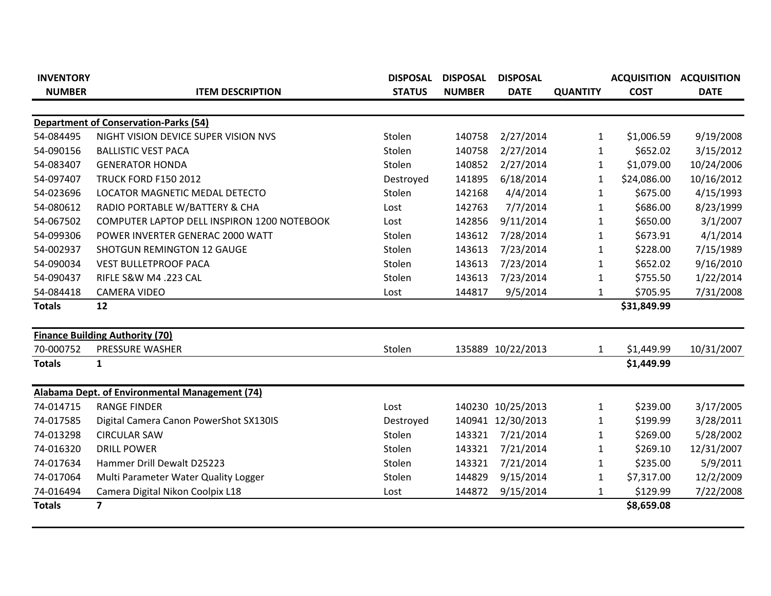| INVENTORY NUMBER | ITEM DESCRIPTION | DISPOSAL STATUS | DISPOSAL NUMBER | DISPOSAL DATE | QUANTITY | ACQUISITION COST | ACQUISITION DATE |
|---|---|---|---|---|---|---|---|
| **Department of Conservation-Parks (54)** | | | | | | | |
| 54-084495 | NIGHT VISION DEVICE SUPER VISION NVS | Stolen | 140758 | 2/27/2014 | 1 | $1,006.59 | 9/19/2008 |
| 54-090156 | BALLISTIC VEST PACA | Stolen | 140758 | 2/27/2014 | 1 | $652.02 | 3/15/2012 |
| 54-083407 | GENERATOR HONDA | Stolen | 140852 | 2/27/2014 | 1 | $1,079.00 | 10/24/2006 |
| 54-097407 | TRUCK FORD F150 2012 | Destroyed | 141895 | 6/18/2014 | 1 | $24,086.00 | 10/16/2012 |
| 54-023696 | LOCATOR MAGNETIC MEDAL DETECTO | Stolen | 142168 | 4/4/2014 | 1 | $675.00 | 4/15/1993 |
| 54-080612 | RADIO PORTABLE W/BATTERY & CHA | Lost | 142763 | 7/7/2014 | 1 | $686.00 | 8/23/1999 |
| 54-067502 | COMPUTER LAPTOP DELL INSPIRON 1200 NOTEBOOK | Lost | 142856 | 9/11/2014 | 1 | $650.00 | 3/1/2007 |
| 54-099306 | POWER INVERTER GENERAC 2000 WATT | Stolen | 143612 | 7/28/2014 | 1 | $673.91 | 4/1/2014 |
| 54-002937 | SHOTGUN REMINGTON 12 GAUGE | Stolen | 143613 | 7/23/2014 | 1 | $228.00 | 7/15/1989 |
| 54-090034 | VEST BULLETPROOF PACA | Stolen | 143613 | 7/23/2014 | 1 | $652.02 | 9/16/2010 |
| 54-090437 | RIFLE S&W M4 .223 CAL | Stolen | 143613 | 7/23/2014 | 1 | $755.50 | 1/22/2014 |
| 54-084418 | CAMERA VIDEO | Lost | 144817 | 9/5/2014 | 1 | $705.95 | 7/31/2008 |
| **Totals** | **12** | | | | | **$31,849.99** | |
| **Finance Building Authority (70)** | | | | | | | |
| 70-000752 | PRESSURE WASHER | Stolen | 135889 | 10/22/2013 | 1 | $1,449.99 | 10/31/2007 |
| **Totals** | **1** | | | | | **$1,449.99** | |
| **Alabama Dept. of Environmental Management (74)** | | | | | | | |
| 74-014715 | RANGE FINDER | Lost | 140230 | 10/25/2013 | 1 | $239.00 | 3/17/2005 |
| 74-017585 | Digital Camera Canon PowerShot SX130IS | Destroyed | 140941 | 12/30/2013 | 1 | $199.99 | 3/28/2011 |
| 74-013298 | CIRCULAR SAW | Stolen | 143321 | 7/21/2014 | 1 | $269.00 | 5/28/2002 |
| 74-016320 | DRILL POWER | Stolen | 143321 | 7/21/2014 | 1 | $269.10 | 12/31/2007 |
| 74-017634 | Hammer Drill Dewalt D25223 | Stolen | 143321 | 7/21/2014 | 1 | $235.00 | 5/9/2011 |
| 74-017064 | Multi Parameter Water Quality Logger | Stolen | 144829 | 9/15/2014 | 1 | $7,317.00 | 12/2/2009 |
| 74-016494 | Camera Digital Nikon Coolpix L18 | Lost | 144872 | 9/15/2014 | 1 | $129.99 | 7/22/2008 |
| **Totals** | **7** | | | | | **$8,659.08** | |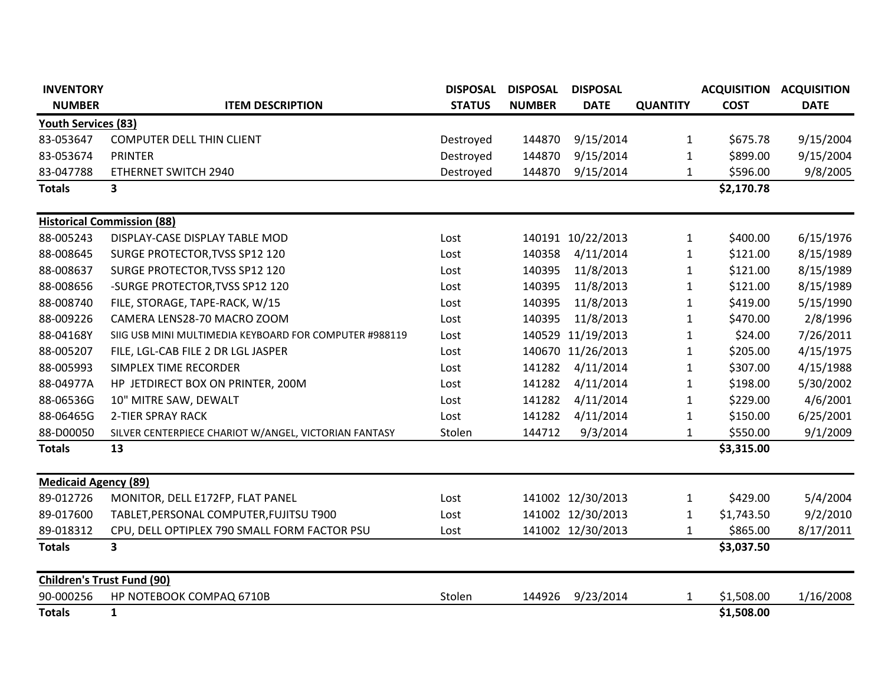| INVENTORY NUMBER | ITEM DESCRIPTION | DISPOSAL STATUS | DISPOSAL NUMBER | DISPOSAL DATE | QUANTITY | ACQUISITION COST | ACQUISITION DATE |
|---|---|---|---|---|---|---|---|
| **Youth Services (83)** | | | | | | | |
| 83-053647 | COMPUTER DELL THIN CLIENT | Destroyed | 144870 | 9/15/2014 | 1 | $675.78 | 9/15/2004 |
| 83-053674 | PRINTER | Destroyed | 144870 | 9/15/2014 | 1 | $899.00 | 9/15/2004 |
| 83-047788 | ETHERNET SWITCH 2940 | Destroyed | 144870 | 9/15/2014 | 1 | $596.00 | 9/8/2005 |
| **Totals** | **3** | | | | | **$2,170.78** | |
| **Historical Commission (88)** | | | | | | | |
| 88-005243 | DISPLAY-CASE DISPLAY TABLE MOD | Lost | 140191 | 10/22/2013 | 1 | $400.00 | 6/15/1976 |
| 88-008645 | SURGE PROTECTOR,TVSS SP12 120 | Lost | 140358 | 4/11/2014 | 1 | $121.00 | 8/15/1989 |
| 88-008637 | SURGE PROTECTOR,TVSS SP12 120 | Lost | 140395 | 11/8/2013 | 1 | $121.00 | 8/15/1989 |
| 88-008656 | -SURGE PROTECTOR,TVSS SP12 120 | Lost | 140395 | 11/8/2013 | 1 | $121.00 | 8/15/1989 |
| 88-008740 | FILE, STORAGE, TAPE-RACK, W/15 | Lost | 140395 | 11/8/2013 | 1 | $419.00 | 5/15/1990 |
| 88-009226 | CAMERA LENS28-70 MACRO ZOOM | Lost | 140395 | 11/8/2013 | 1 | $470.00 | 2/8/1996 |
| 88-04168Y | SIIG USB MINI MULTIMEDIA KEYBOARD FOR COMPUTER #988119 | Lost | 140529 | 11/19/2013 | 1 | $24.00 | 7/26/2011 |
| 88-005207 | FILE, LGL-CAB FILE 2 DR LGL JASPER | Lost | 140670 | 11/26/2013 | 1 | $205.00 | 4/15/1975 |
| 88-005993 | SIMPLEX TIME RECORDER | Lost | 141282 | 4/11/2014 | 1 | $307.00 | 4/15/1988 |
| 88-04977A | HP JETDIRECT BOX ON PRINTER, 200M | Lost | 141282 | 4/11/2014 | 1 | $198.00 | 5/30/2002 |
| 88-06536G | 10" MITRE SAW, DEWALT | Lost | 141282 | 4/11/2014 | 1 | $229.00 | 4/6/2001 |
| 88-06465G | 2-TIER SPRAY RACK | Lost | 141282 | 4/11/2014 | 1 | $150.00 | 6/25/2001 |
| 88-D00050 | SILVER CENTERPIECE CHARIOT W/ANGEL, VICTORIAN FANTASY | Stolen | 144712 | 9/3/2014 | 1 | $550.00 | 9/1/2009 |
| **Totals** | **13** | | | | | **$3,315.00** | |
| **Medicaid Agency (89)** | | | | | | | |
| 89-012726 | MONITOR, DELL E172FP, FLAT PANEL | Lost | 141002 | 12/30/2013 | 1 | $429.00 | 5/4/2004 |
| 89-017600 | TABLET,PERSONAL COMPUTER,FUJITSU T900 | Lost | 141002 | 12/30/2013 | 1 | $1,743.50 | 9/2/2010 |
| 89-018312 | CPU, DELL OPTIPLEX 790 SMALL FORM FACTOR PSU | Lost | 141002 | 12/30/2013 | 1 | $865.00 | 8/17/2011 |
| **Totals** | **3** | | | | | **$3,037.50** | |
| **Children's Trust Fund (90)** | | | | | | | |
| 90-000256 | HP NOTEBOOK COMPAQ 6710B | Stolen | 144926 | 9/23/2014 | 1 | $1,508.00 | 1/16/2008 |
| **Totals** | **1** | | | | | **$1,508.00** | |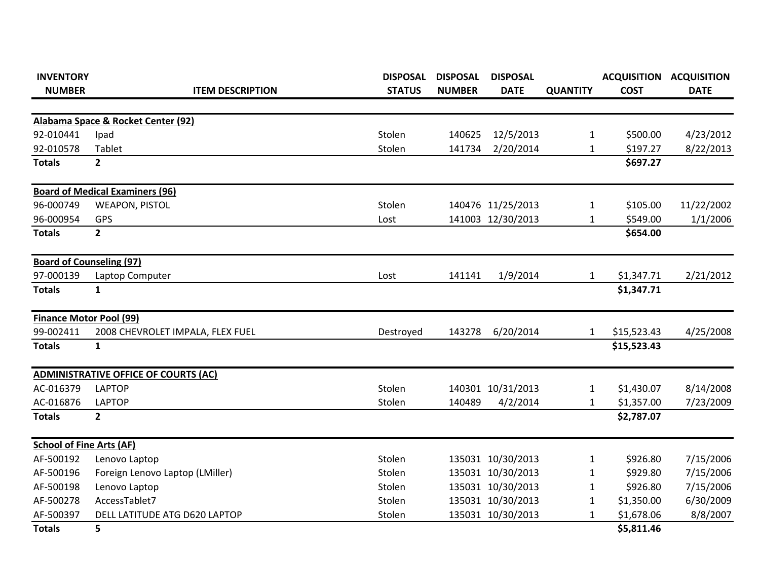| INVENTORY NUMBER | ITEM DESCRIPTION | DISPOSAL STATUS | DISPOSAL NUMBER | DISPOSAL DATE | QUANTITY | ACQUISITION COST | ACQUISITION DATE |
|---|---|---|---|---|---|---|---|
| **Alabama Space & Rocket Center (92)** | | | | | | | |
| 92-010441 | Ipad | Stolen | 140625 | 12/5/2013 | 1 | $500.00 | 4/23/2012 |
| 92-010578 | Tablet | Stolen | 141734 | 2/20/2014 | 1 | $197.27 | 8/22/2013 |
| **Totals** | **2** | | | | | **$697.27** | |
| **Board of Medical Examiners (96)** | | | | | | | |
| 96-000749 | WEAPON, PISTOL | Stolen | 140476 | 11/25/2013 | 1 | $105.00 | 11/22/2002 |
| 96-000954 | GPS | Lost | 141003 | 12/30/2013 | 1 | $549.00 | 1/1/2006 |
| **Totals** | **2** | | | | | **$654.00** | |
| **Board of Counseling (97)** | | | | | | | |
| 97-000139 | Laptop Computer | Lost | 141141 | 1/9/2014 | 1 | $1,347.71 | 2/21/2012 |
| **Totals** | **1** | | | | | **$1,347.71** | |
| **Finance Motor Pool (99)** | | | | | | | |
| 99-002411 | 2008 CHEVROLET IMPALA, FLEX FUEL | Destroyed | 143278 | 6/20/2014 | 1 | $15,523.43 | 4/25/2008 |
| **Totals** | **1** | | | | | **$15,523.43** | |
| **ADMINISTRATIVE OFFICE OF COURTS (AC)** | | | | | | | |
| AC-016379 | LAPTOP | Stolen | 140301 | 10/31/2013 | 1 | $1,430.07 | 8/14/2008 |
| AC-016876 | LAPTOP | Stolen | 140489 | 4/2/2014 | 1 | $1,357.00 | 7/23/2009 |
| **Totals** | **2** | | | | | **$2,787.07** | |
| **School of Fine Arts (AF)** | | | | | | | |
| AF-500192 | Lenovo Laptop | Stolen | 135031 | 10/30/2013 | 1 | $926.80 | 7/15/2006 |
| AF-500196 | Foreign Lenovo Laptop (LMiller) | Stolen | 135031 | 10/30/2013 | 1 | $929.80 | 7/15/2006 |
| AF-500198 | Lenovo Laptop | Stolen | 135031 | 10/30/2013 | 1 | $926.80 | 7/15/2006 |
| AF-500278 | AccessTablet7 | Stolen | 135031 | 10/30/2013 | 1 | $1,350.00 | 6/30/2009 |
| AF-500397 | DELL LATITUDE ATG D620 LAPTOP | Stolen | 135031 | 10/30/2013 | 1 | $1,678.06 | 8/8/2007 |
| **Totals** | **5** | | | | | **$5,811.46** | |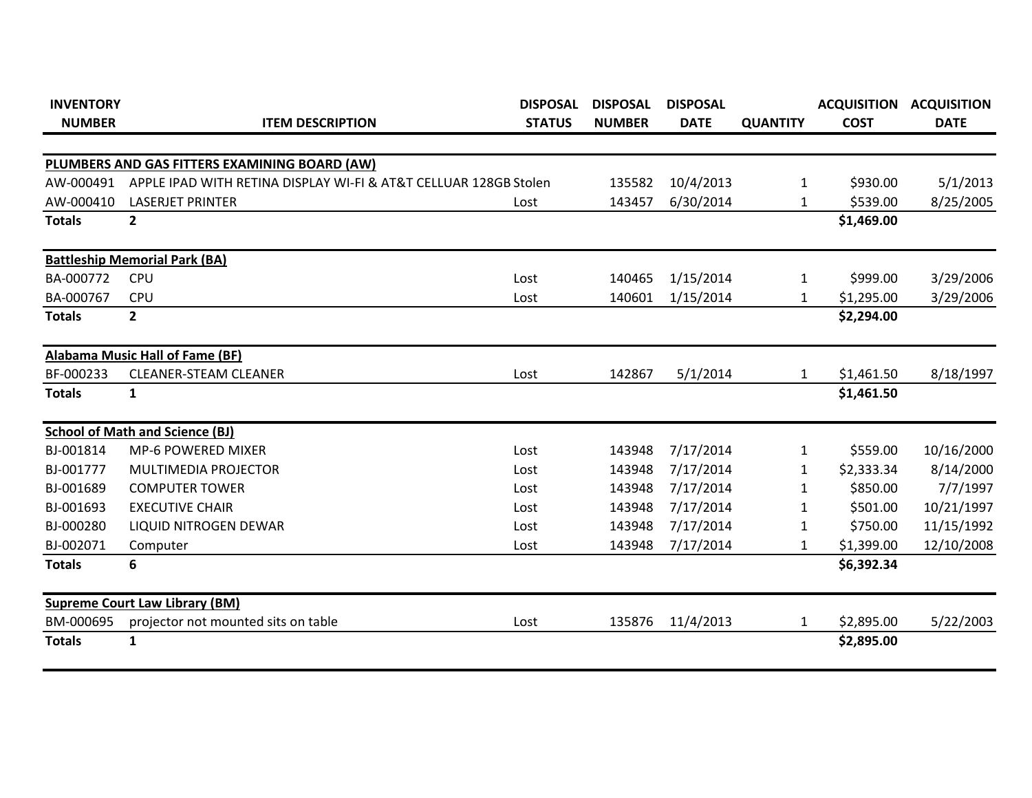| INVENTORY NUMBER | ITEM DESCRIPTION | DISPOSAL STATUS | DISPOSAL NUMBER | DISPOSAL DATE | QUANTITY | ACQUISITION COST | ACQUISITION DATE |
|---|---|---|---|---|---|---|---|
| **PLUMBERS AND GAS FITTERS EXAMINING BOARD (AW)** | | | | | | | |
| AW-000491 | APPLE IPAD WITH RETINA DISPLAY WI-FI & AT&T CELLUAR 128GB | Stolen | 135582 | 10/4/2013 | 1 | $930.00 | 5/1/2013 |
| AW-000410 | LASERJET PRINTER | Lost | 143457 | 6/30/2014 | 1 | $539.00 | 8/25/2005 |
| **Totals** | **2** | | | | | **$1,469.00** | |
| **Battleship Memorial Park (BA)** | | | | | | | |
| BA-000772 | CPU | Lost | 140465 | 1/15/2014 | 1 | $999.00 | 3/29/2006 |
| BA-000767 | CPU | Lost | 140601 | 1/15/2014 | 1 | $1,295.00 | 3/29/2006 |
| **Totals** | **2** | | | | | **$2,294.00** | |
| **Alabama Music Hall of Fame (BF)** | | | | | | | |
| BF-000233 | CLEANER-STEAM CLEANER | Lost | 142867 | 5/1/2014 | 1 | $1,461.50 | 8/18/1997 |
| **Totals** | **1** | | | | | **$1,461.50** | |
| **School of Math and Science (BJ)** | | | | | | | |
| BJ-001814 | MP-6 POWERED MIXER | Lost | 143948 | 7/17/2014 | 1 | $559.00 | 10/16/2000 |
| BJ-001777 | MULTIMEDIA PROJECTOR | Lost | 143948 | 7/17/2014 | 1 | $2,333.34 | 8/14/2000 |
| BJ-001689 | COMPUTER TOWER | Lost | 143948 | 7/17/2014 | 1 | $850.00 | 7/7/1997 |
| BJ-001693 | EXECUTIVE CHAIR | Lost | 143948 | 7/17/2014 | 1 | $501.00 | 10/21/1997 |
| BJ-000280 | LIQUID NITROGEN DEWAR | Lost | 143948 | 7/17/2014 | 1 | $750.00 | 11/15/1992 |
| BJ-002071 | Computer | Lost | 143948 | 7/17/2014 | 1 | $1,399.00 | 12/10/2008 |
| **Totals** | **6** | | | | | **$6,392.34** | |
| **Supreme Court Law Library (BM)** | | | | | | | |
| BM-000695 | projector not mounted sits on table | Lost | 135876 | 11/4/2013 | 1 | $2,895.00 | 5/22/2003 |
| **Totals** | **1** | | | | | **$2,895.00** | |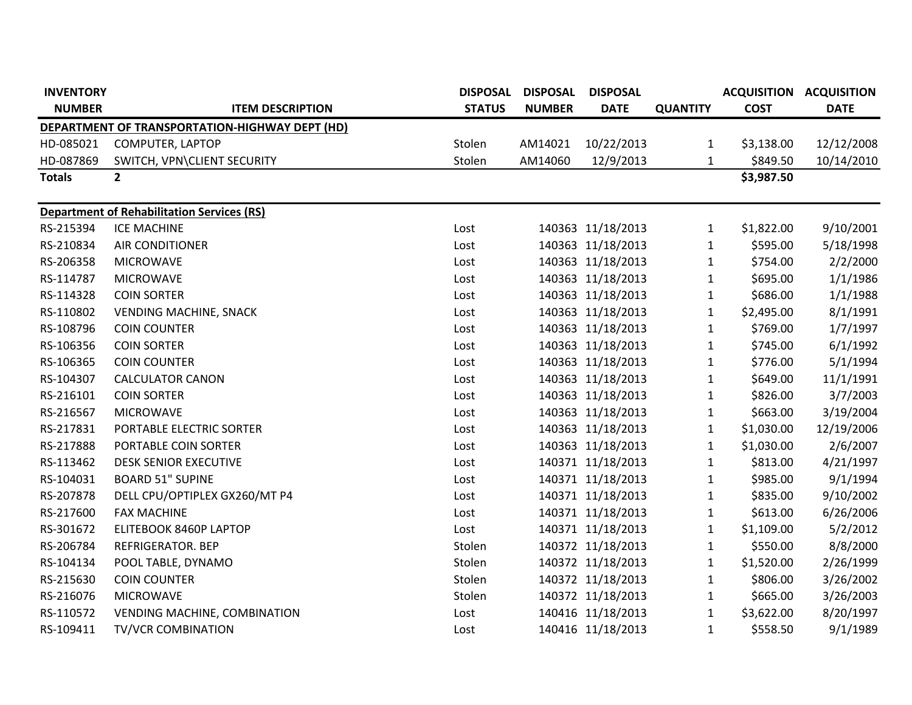| INVENTORY NUMBER | ITEM DESCRIPTION | DISPOSAL STATUS | DISPOSAL NUMBER | DISPOSAL DATE | QUANTITY | ACQUISITION COST | ACQUISITION DATE |
|---|---|---|---|---|---|---|---|
| **DEPARTMENT OF TRANSPORTATION-HIGHWAY DEPT (HD)** | | | | | | | |
| HD-085021 | COMPUTER, LAPTOP | Stolen | AM14021 | 10/22/2013 | 1 | $3,138.00 | 12/12/2008 |
| HD-087869 | SWITCH, VPN\CLIENT SECURITY | Stolen | AM14060 | 12/9/2013 | 1 | $849.50 | 10/14/2010 |
| **Totals** | **2** | | | | | **$3,987.50** | |
| **Department of Rehabilitation Services (RS)** | | | | | | | |
| RS-215394 | ICE MACHINE | Lost | 140363 | 11/18/2013 | 1 | $1,822.00 | 9/10/2001 |
| RS-210834 | AIR CONDITIONER | Lost | 140363 | 11/18/2013 | 1 | $595.00 | 5/18/1998 |
| RS-206358 | MICROWAVE | Lost | 140363 | 11/18/2013 | 1 | $754.00 | 2/2/2000 |
| RS-114787 | MICROWAVE | Lost | 140363 | 11/18/2013 | 1 | $695.00 | 1/1/1986 |
| RS-114328 | COIN SORTER | Lost | 140363 | 11/18/2013 | 1 | $686.00 | 1/1/1988 |
| RS-110802 | VENDING MACHINE, SNACK | Lost | 140363 | 11/18/2013 | 1 | $2,495.00 | 8/1/1991 |
| RS-108796 | COIN COUNTER | Lost | 140363 | 11/18/2013 | 1 | $769.00 | 1/7/1997 |
| RS-106356 | COIN SORTER | Lost | 140363 | 11/18/2013 | 1 | $745.00 | 6/1/1992 |
| RS-106365 | COIN COUNTER | Lost | 140363 | 11/18/2013 | 1 | $776.00 | 5/1/1994 |
| RS-104307 | CALCULATOR CANON | Lost | 140363 | 11/18/2013 | 1 | $649.00 | 11/1/1991 |
| RS-216101 | COIN SORTER | Lost | 140363 | 11/18/2013 | 1 | $826.00 | 3/7/2003 |
| RS-216567 | MICROWAVE | Lost | 140363 | 11/18/2013 | 1 | $663.00 | 3/19/2004 |
| RS-217831 | PORTABLE ELECTRIC SORTER | Lost | 140363 | 11/18/2013 | 1 | $1,030.00 | 12/19/2006 |
| RS-217888 | PORTABLE COIN SORTER | Lost | 140363 | 11/18/2013 | 1 | $1,030.00 | 2/6/2007 |
| RS-113462 | DESK SENIOR EXECUTIVE | Lost | 140371 | 11/18/2013 | 1 | $813.00 | 4/21/1997 |
| RS-104031 | BOARD 51" SUPINE | Lost | 140371 | 11/18/2013 | 1 | $985.00 | 9/1/1994 |
| RS-207878 | DELL CPU/OPTIPLEX GX260/MT P4 | Lost | 140371 | 11/18/2013 | 1 | $835.00 | 9/10/2002 |
| RS-217600 | FAX MACHINE | Lost | 140371 | 11/18/2013 | 1 | $613.00 | 6/26/2006 |
| RS-301672 | ELITEBOOK 8460P LAPTOP | Lost | 140371 | 11/18/2013 | 1 | $1,109.00 | 5/2/2012 |
| RS-206784 | REFRIGERATOR. BEP | Stolen | 140372 | 11/18/2013 | 1 | $550.00 | 8/8/2000 |
| RS-104134 | POOL TABLE, DYNAMO | Stolen | 140372 | 11/18/2013 | 1 | $1,520.00 | 2/26/1999 |
| RS-215630 | COIN COUNTER | Stolen | 140372 | 11/18/2013 | 1 | $806.00 | 3/26/2002 |
| RS-216076 | MICROWAVE | Stolen | 140372 | 11/18/2013 | 1 | $665.00 | 3/26/2003 |
| RS-110572 | VENDING MACHINE, COMBINATION | Lost | 140416 | 11/18/2013 | 1 | $3,622.00 | 8/20/1997 |
| RS-109411 | TV/VCR COMBINATION | Lost | 140416 | 11/18/2013 | 1 | $558.50 | 9/1/1989 |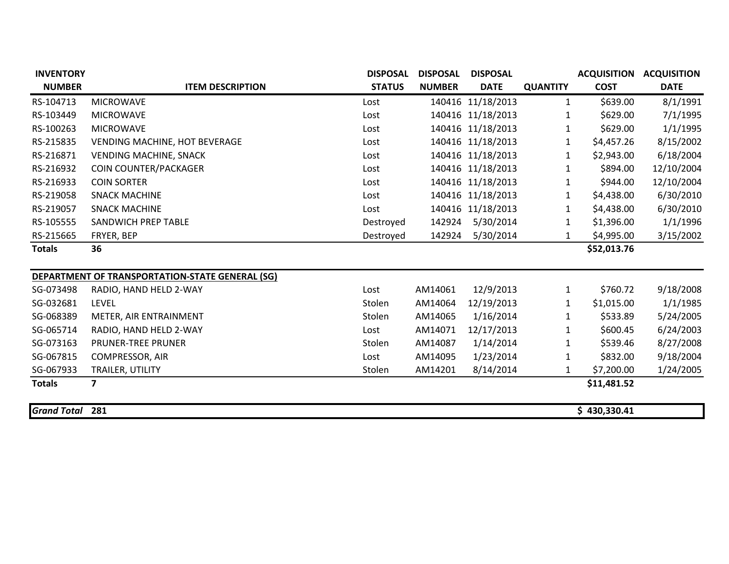| INVENTORY NUMBER | ITEM DESCRIPTION | DISPOSAL STATUS | DISPOSAL NUMBER | DISPOSAL DATE | QUANTITY | ACQUISITION COST | ACQUISITION DATE |
|---|---|---|---|---|---|---|---|
| RS-104713 | MICROWAVE | Lost | 140416 | 11/18/2013 | 1 | $639.00 | 8/1/1991 |
| RS-103449 | MICROWAVE | Lost | 140416 | 11/18/2013 | 1 | $629.00 | 7/1/1995 |
| RS-100263 | MICROWAVE | Lost | 140416 | 11/18/2013 | 1 | $629.00 | 1/1/1995 |
| RS-215835 | VENDING MACHINE, HOT BEVERAGE | Lost | 140416 | 11/18/2013 | 1 | $4,457.26 | 8/15/2002 |
| RS-216871 | VENDING MACHINE, SNACK | Lost | 140416 | 11/18/2013 | 1 | $2,943.00 | 6/18/2004 |
| RS-216932 | COIN COUNTER/PACKAGER | Lost | 140416 | 11/18/2013 | 1 | $894.00 | 12/10/2004 |
| RS-216933 | COIN SORTER | Lost | 140416 | 11/18/2013 | 1 | $944.00 | 12/10/2004 |
| RS-219058 | SNACK MACHINE | Lost | 140416 | 11/18/2013 | 1 | $4,438.00 | 6/30/2010 |
| RS-219057 | SNACK MACHINE | Lost | 140416 | 11/18/2013 | 1 | $4,438.00 | 6/30/2010 |
| RS-105555 | SANDWICH PREP TABLE | Destroyed | 142924 | 5/30/2014 | 1 | $1,396.00 | 1/1/1996 |
| RS-215665 | FRYER, BEP | Destroyed | 142924 | 5/30/2014 | 1 | $4,995.00 | 3/15/2002 |
| **Totals** | **36** | | | | | **$52,013.76** | |
| **DEPARTMENT OF TRANSPORTATION-STATE GENERAL (SG)** | | | | | | | |
| SG-073498 | RADIO, HAND HELD 2-WAY | Lost | AM14061 | 12/9/2013 | 1 | $760.72 | 9/18/2008 |
| SG-032681 | LEVEL | Stolen | AM14064 | 12/19/2013 | 1 | $1,015.00 | 1/1/1985 |
| SG-068389 | METER, AIR ENTRAINMENT | Stolen | AM14065 | 1/16/2014 | 1 | $533.89 | 5/24/2005 |
| SG-065714 | RADIO, HAND HELD 2-WAY | Lost | AM14071 | 12/17/2013 | 1 | $600.45 | 6/24/2003 |
| SG-073163 | PRUNER-TREE PRUNER | Stolen | AM14087 | 1/14/2014 | 1 | $539.46 | 8/27/2008 |
| SG-067815 | COMPRESSOR, AIR | Lost | AM14095 | 1/23/2014 | 1 | $832.00 | 9/18/2004 |
| SG-067933 | TRAILER, UTILITY | Stolen | AM14201 | 8/14/2014 | 1 | $7,200.00 | 1/24/2005 |
| **Totals** | **7** | | | | | **$11,481.52** | |
| ***Grand Total*** | **281** | | | | | **$ 430,330.41** | |